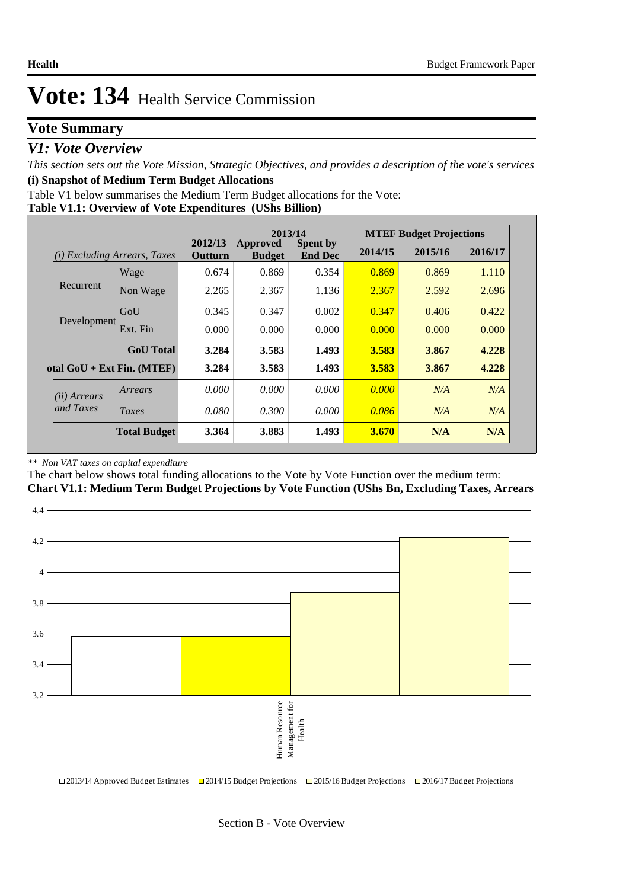# Vote: 134 Health Service Commission

## Vote Summary

### *V1: Vote Overview*

*This section sets out the Vote Mission, Strategic Objectives, and provides a description of the vote's services*

**(i) Snapshot of Medium Term Budget Allocations**

Table V1 below summarises the Medium Term Budget allocations for the Vote:

**Table V1.1: Overview of Vote Expenditures (UShs Billion)**

| *(i) Excluding Arrears, Taxes* | | 2012/13 Outturn | 2013/14 Approved Budget | 2013/14 Spent by End Dec | MTEF Budget Projections 2014/15 | 2015/16 | 2016/17 |
|---|---|---|---|---|---|---|---|
| Recurrent | Wage | 0.674 | 0.869 | 0.354 | 0.869 | 0.869 | 1.110 |
| | Non Wage | 2.265 | 2.367 | 1.136 | 2.367 | 2.592 | 2.696 |
| Development | GoU | 0.345 | 0.347 | 0.002 | 0.347 | 0.406 | 0.422 |
| | Ext. Fin | 0.000 | 0.000 | 0.000 | 0.000 | 0.000 | 0.000 |
| | **GoU Total** | **3.284** | **3.583** | **1.493** | **3.583** | **3.867** | **4.228** |
| **otal GoU + Ext Fin. (MTEF)** | | **3.284** | **3.583** | **1.493** | **3.583** | **3.867** | **4.228** |
| *(ii) Arrears and Taxes* | *Arrears* | *0.000* | *0.000* | *0.000* | *0.000* | *N/A* | *N/A* |
| | *Taxes* | *0.080* | *0.300* | *0.000* | *0.086* | *N/A* | *N/A* |
| | **Total Budget** | **3.364** | **3.883** | **1.493** | **3.670** | **N/A** | **N/A** |

*\*\* Non VAT taxes on capital expenditure*

The chart below shows total funding allocations to the Vote by Vote Function over the medium term:

**Chart V1.1: Medium Term Budget Projections by Vote Function (UShs Bn, Excluding Taxes, Arrears**

| Vote Function | 2013/14 Approved Budget Estimates | 2014/15 Budget Projections | 2015/16 Budget Projections | 2016/17 Budget Projections |
|---|---|---|---|---|
| Human Resource Management for Health | 3.583 | 3.583 | 3.867 | 4.228 |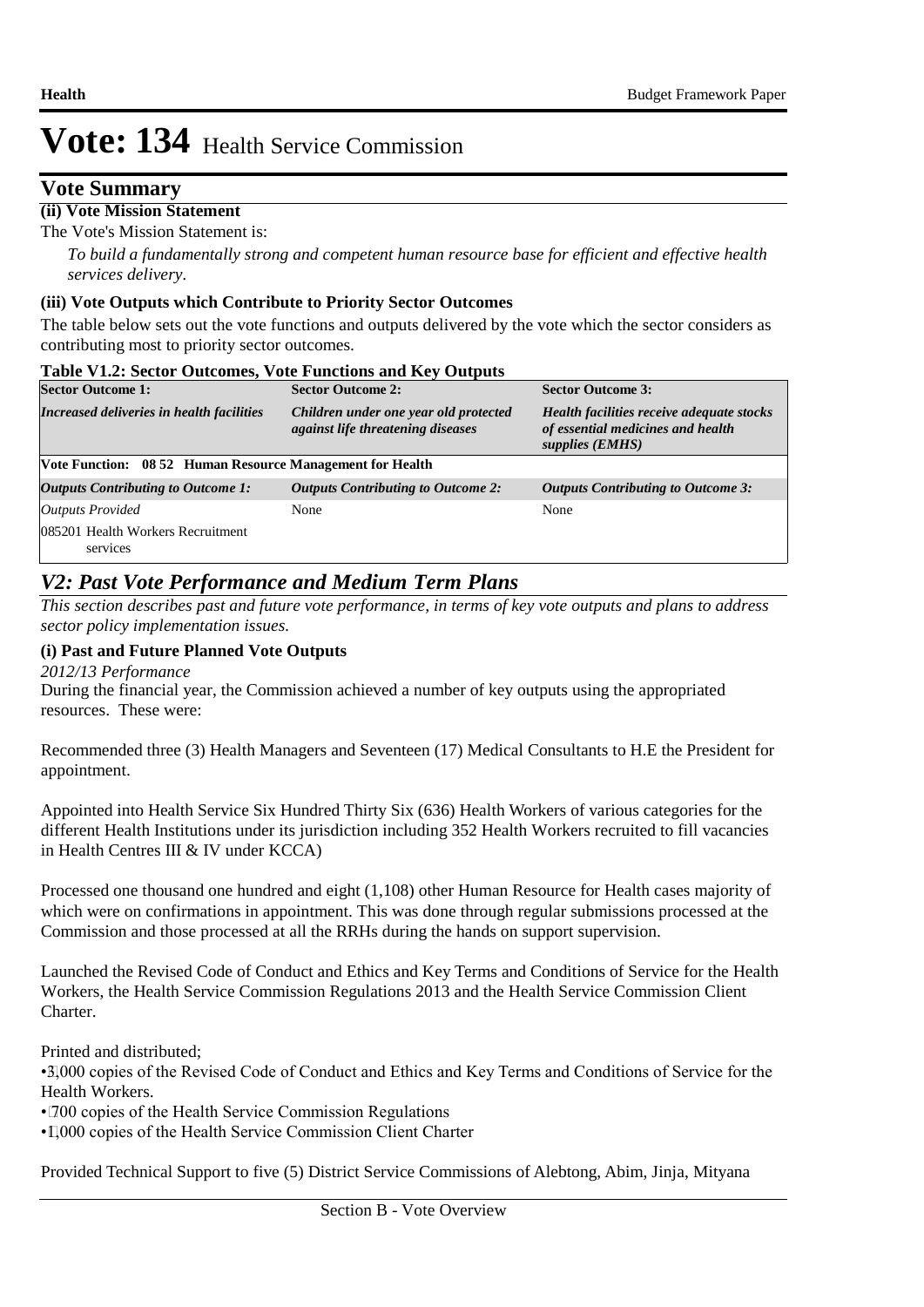# Vote: 134 Health Service Commission

## Vote Summary

**(ii) Vote Mission Statement**

The Vote's Mission Statement is:

*To build a fundamentally strong and competent human resource base for efficient and effective health services delivery.*

**(iii) Vote Outputs which Contribute to Priority Sector Outcomes**

The table below sets out the vote functions and outputs delivered by the vote which the sector considers as contributing most to priority sector outcomes.

**Table V1.2: Sector Outcomes, Vote Functions and Key Outputs**

| Sector Outcome 1: | Sector Outcome 2: | Sector Outcome 3: |
|---|---|---|
| *Increased deliveries in health facilities* | *Children under one year old protected against life threatening diseases* | *Health facilities receive adequate stocks of essential medicines and health supplies (EMHS)* |
| **Vote Function: 08 52 Human Resource Management for Health** | | |
| ***Outputs Contributing to Outcome 1:*** | ***Outputs Contributing to Outcome 2:*** | ***Outputs Contributing to Outcome 3:*** |
| *Outputs Provided* | None | None |
| 085201 Health Workers Recruitment services | | |

## *V2: Past Vote Performance and Medium Term Plans*

*This section describes past and future vote performance, in terms of key vote outputs and plans to address sector policy implementation issues.*

**(i) Past and Future Planned Vote Outputs**

*2012/13 Performance*

During the financial year, the Commission achieved a number of key outputs using the appropriated resources. These were:

Recommended three (3) Health Managers and Seventeen (17) Medical Consultants to H.E the President for appointment.

Appointed into Health Service Six Hundred Thirty Six (636) Health Workers of various categories for the different Health Institutions under its jurisdiction including 352 Health Workers recruited to fill vacancies in Health Centres III & IV under KCCA)

Processed one thousand one hundred and eight (1,108) other Human Resource for Health cases majority of which were on confirmations in appointment. This was done through regular submissions processed at the Commission and those processed at all the RRHs during the hands on support supervision.

Launched the Revised Code of Conduct and Ethics and Key Terms and Conditions of Service for the Health Workers, the Health Service Commission Regulations 2013 and the Health Service Commission Client Charter.

Printed and distributed;

- 3,000 copies of the Revised Code of Conduct and Ethics and Key Terms and Conditions of Service for the Health Workers.
- 700 copies of the Health Service Commission Regulations
- 1,000 copies of the Health Service Commission Client Charter

Provided Technical Support to five (5) District Service Commissions of Alebtong, Abim, Jinja, Mityana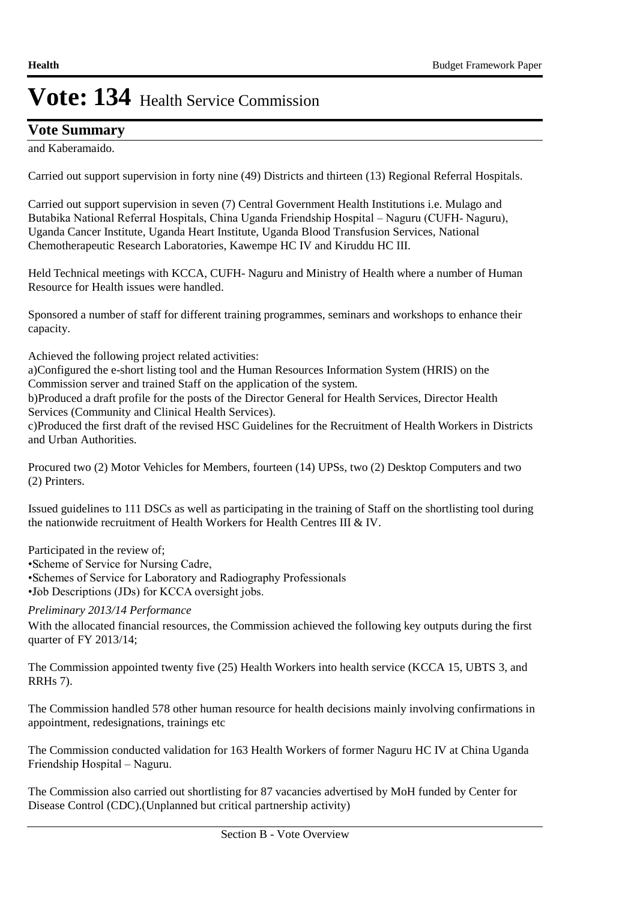and Kaberamaido.

Carried out support supervision in forty nine (49) Districts and thirteen (13) Regional Referral Hospitals.

Carried out support supervision in seven (7) Central Government Health Institutions i.e. Mulago and Butabika National Referral Hospitals, China Uganda Friendship Hospital – Naguru (CUFH- Naguru), Uganda Cancer Institute, Uganda Heart Institute, Uganda Blood Transfusion Services, National Chemotherapeutic Research Laboratories, Kawempe HC IV and Kiruddu HC III.

Held Technical meetings with KCCA, CUFH- Naguru and Ministry of Health where a number of Human Resource for Health issues were handled.

Sponsored a number of staff for different training programmes, seminars and workshops to enhance their capacity.

Achieved the following project related activities:
a)Configured the e-short listing tool and the Human Resources Information System (HRIS) on the Commission server and trained Staff on the application of the system.
b)Produced a draft profile for the posts of the Director General for Health Services, Director Health Services (Community and Clinical Health Services).
c)Produced the first draft of the revised HSC Guidelines for the Recruitment of Health Workers in Districts and Urban Authorities.

Procured two (2) Motor Vehicles for Members, fourteen (14) UPSs, two (2) Desktop Computers and two (2) Printers.

Issued guidelines to 111 DSCs as well as participating in the training of Staff on the shortlisting tool during the nationwide recruitment of Health Workers for Health Centres III & IV.

Participated in the review of;
- Scheme of Service for Nursing Cadre,
- Schemes of Service for Laboratory and Radiography Professionals
- Job Descriptions (JDs) for KCCA oversight jobs.

*Preliminary 2013/14 Performance*

With the allocated financial resources, the Commission achieved the following key outputs during the first quarter of FY 2013/14;

The Commission appointed twenty five (25) Health Workers into health service (KCCA 15, UBTS 3, and RRHs 7).

The Commission handled 578 other human resource for health decisions mainly involving confirmations in appointment, redesignations, trainings etc

The Commission conducted validation for 163 Health Workers of former Naguru HC IV at China Uganda Friendship Hospital – Naguru.

The Commission also carried out shortlisting for 87 vacancies advertised by MoH funded by Center for Disease Control (CDC).(Unplanned but critical partnership activity)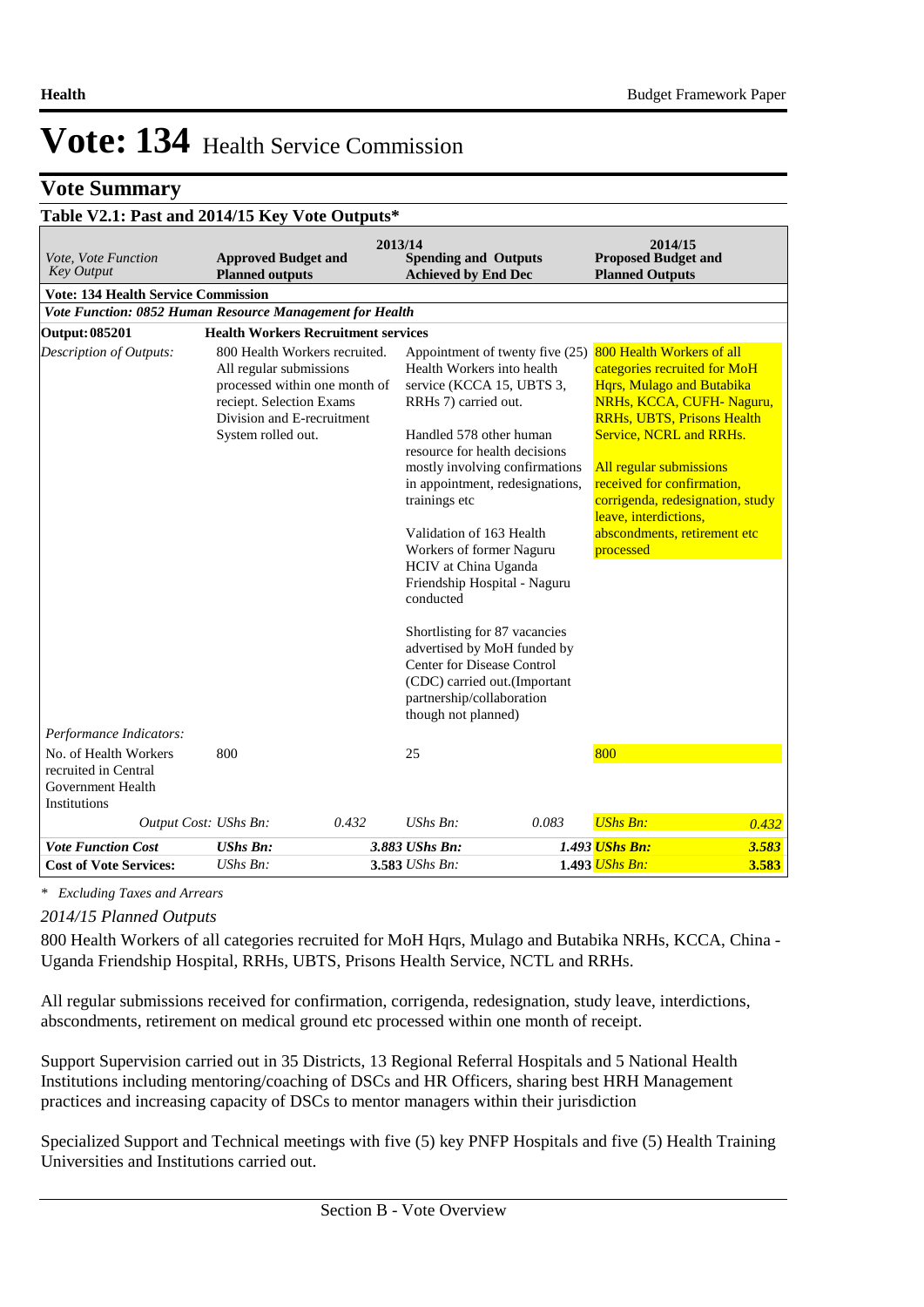# Vote: 134 Health Service Commission

## Vote Summary

### Table V2.1: Past and 2014/15 Key Vote Outputs*

| Vote, Vote Function Key Output | 2013/14 Approved Budget and Planned outputs | | 2013/14 Spending and Outputs Achieved by End Dec | | 2014/15 Proposed Budget and Planned Outputs | |
|---|---|---|---|---|---|---|
| **Vote: 134 Health Service Commission** | | | | | | |
| ***Vote Function: 0852 Human Resource Management for Health*** | | | | | | |
| **Output: 085201** | **Health Workers Recruitment services** | | | | | |
| *Description of Outputs:* | 800 Health Workers recruited. All regular submissions processed within one month of reciept. Selection Exams Division and E-recruitment System rolled out. | | Appointment of twenty five (25) Health Workers into health service (KCCA 15, UBTS 3, RRHs 7) carried out.<br><br>Handled 578 other human resource for health decisions mostly involving confirmations in appointment, redesignations, trainings etc<br><br>Validation of 163 Health Workers of former Naguru HCIV at China Uganda Friendship Hospital - Naguru conducted<br><br>Shortlisting for 87 vacancies advertised by MoH funded by Center for Disease Control (CDC) carried out.(Important partnership/collaboration though not planned) | | 800 Health Workers of all categories recruited for MoH Hqrs, Mulago and Butabika NRHs, KCCA, CUFH- Naguru, RRHs, UBTS, Prisons Health Service, NCRL and RRHs.<br><br>All regular submissions received for confirmation, corrigenda, redesignation, study leave, interdictions, abscondments, retirement etc processed | |
| *Performance Indicators:* | | | | | | |
| No. of Health Workers recruited in Central Government Health Institutions | 800 | | 25 | | 800 | |
| *Output Cost:* | *UShs Bn:* | *0.432* | *UShs Bn:* | *0.083* | *UShs Bn:* | *0.432* |
| ***Vote Function Cost*** | ***UShs Bn:*** | ***3.883*** | ***UShs Bn:*** | ***1.493*** | ***UShs Bn:*** | ***3.583*** |
| **Cost of Vote Services:** | *UShs Bn:* | **3.583** | *UShs Bn:* | **1.493** | *UShs Bn:* | **3.583** |

*\* Excluding Taxes and Arrears*

*2014/15 Planned Outputs*

800 Health Workers of all categories recruited for MoH Hqrs, Mulago and Butabika NRHs, KCCA, China - Uganda Friendship Hospital, RRHs, UBTS, Prisons Health Service, NCTL and RRHs.

All regular submissions received for confirmation, corrigenda, redesignation, study leave, interdictions, abscondments, retirement on medical ground etc processed within one month of receipt.

Support Supervision carried out in 35 Districts, 13 Regional Referral Hospitals and 5 National Health Institutions including mentoring/coaching of DSCs and HR Officers, sharing best HRH Management practices and increasing capacity of DSCs to mentor managers within their jurisdiction

Specialized Support and Technical meetings with five (5) key PNFP Hospitals and five (5) Health Training Universities and Institutions carried out.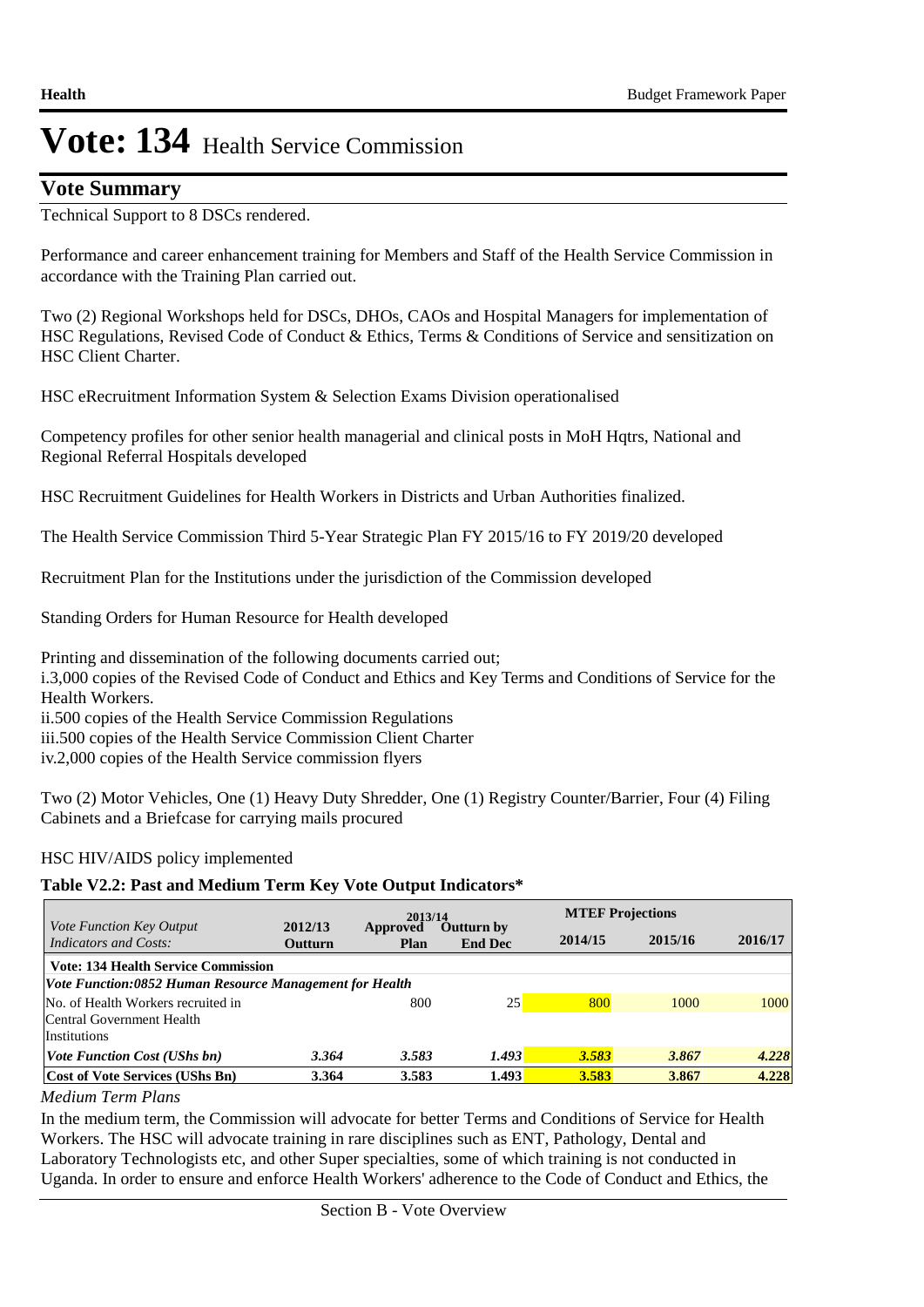# Vote: 134 Health Service Commission

## Vote Summary

Technical Support to 8 DSCs rendered.

Performance and career enhancement training for Members and Staff of the Health Service Commission in accordance with the Training Plan carried out.

Two (2) Regional Workshops held for DSCs, DHOs, CAOs and Hospital Managers for implementation of HSC Regulations, Revised Code of Conduct & Ethics, Terms & Conditions of Service and sensitization on HSC Client Charter.

HSC eRecruitment Information System & Selection Exams Division operationalised

Competency profiles for other senior health managerial and clinical posts in MoH Hqtrs, National and Regional Referral Hospitals developed

HSC Recruitment Guidelines for Health Workers in Districts and Urban Authorities finalized.

The Health Service Commission Third 5-Year Strategic Plan FY 2015/16 to FY 2019/20 developed

Recruitment Plan for the Institutions under the jurisdiction of the Commission developed

Standing Orders for Human Resource for Health developed

Printing and dissemination of the following documents carried out;
i.3,000 copies of the Revised Code of Conduct and Ethics and Key Terms and Conditions of Service for the Health Workers.
ii.500 copies of the Health Service Commission Regulations
iii.500 copies of the Health Service Commission Client Charter
iv.2,000 copies of the Health Service commission flyers

Two (2) Motor Vehicles, One (1) Heavy Duty Shredder, One (1) Registry Counter/Barrier, Four (4) Filing Cabinets and a Briefcase for carrying mails procured

HSC HIV/AIDS policy implemented

**Table V2.2: Past and Medium Term Key Vote Output Indicators***

| *Vote Function Key Output Indicators and Costs:* | 2012/13 Outturn | 2013/14 Approved Plan | 2013/14 Outturn by End Dec | MTEF Projections 2014/15 | 2015/16 | 2016/17 |
|---|---|---|---|---|---|---|
| **Vote: 134 Health Service Commission** | | | | | | |
| ***Vote Function:0852 Human Resource Management for Health*** | | | | | | |
| No. of Health Workers recruited in Central Government Health Institutions | | 800 | 25 | 800 | 1000 | 1000 |
| ***Vote Function Cost (UShs bn)*** | ***3.364*** | ***3.583*** | ***1.493*** | ***3.583*** | ***3.867*** | ***4.228*** |
| **Cost of Vote Services (UShs Bn)** | **3.364** | **3.583** | **1.493** | **3.583** | **3.867** | **4.228** |

*Medium Term Plans*

In the medium term, the Commission will advocate for better Terms and Conditions of Service for Health Workers. The HSC will advocate training in rare disciplines such as ENT, Pathology, Dental and Laboratory Technologists etc, and other Super specialties, some of which training is not conducted in Uganda. In order to ensure and enforce Health Workers' adherence to the Code of Conduct and Ethics, the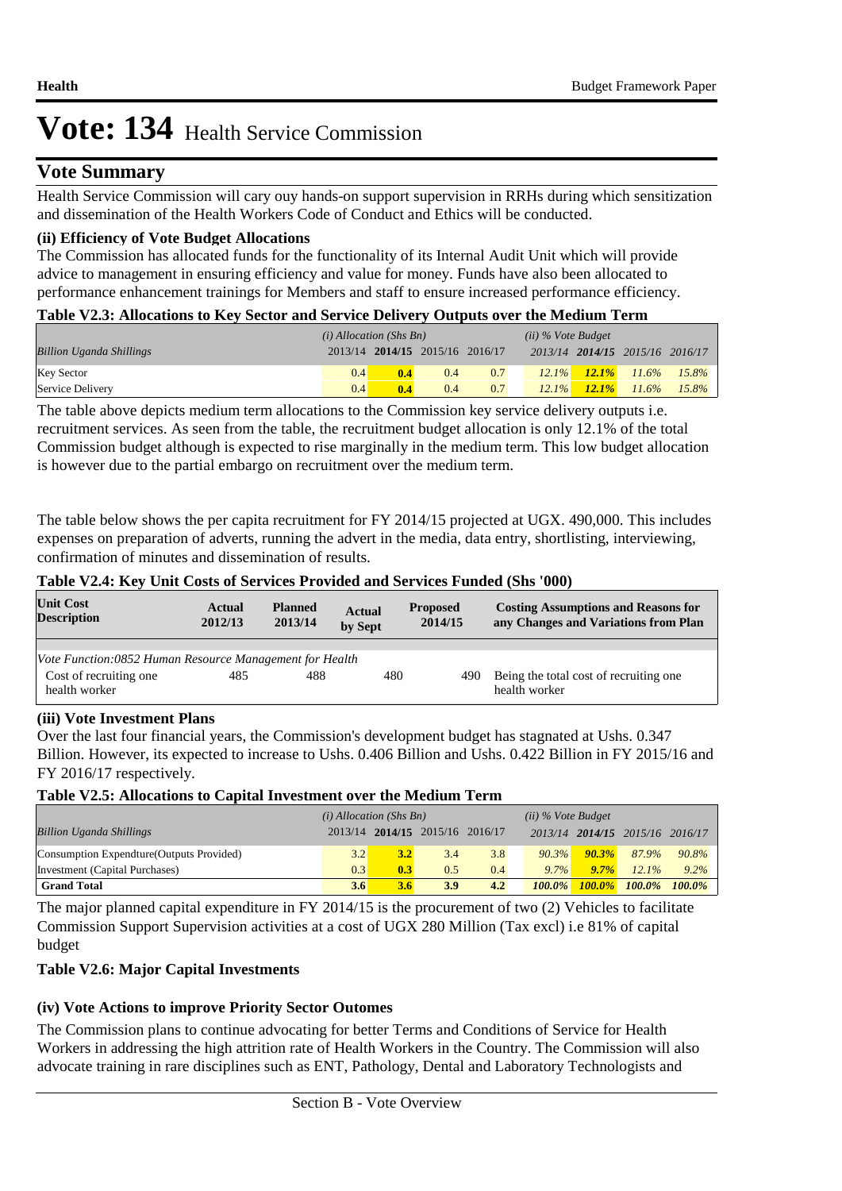# Vote: 134 Health Service Commission

## Vote Summary

Health Service Commission will cary ouy hands-on support supervision in RRHs during which sensitization and dissemination of the Health Workers Code of Conduct and Ethics will be conducted.

**(ii) Efficiency of Vote Budget Allocations**

The Commission has allocated funds for the functionality of its Internal Audit Unit which will provide advice to management in ensuring efficiency and value for money. Funds have also been allocated to performance enhancement trainings for Members and staff to ensure increased performance efficiency.

**Table V2.3: Allocations to Key Sector and Service Delivery Outputs over the Medium Term**

| | *(i) Allocation (Shs Bn)* | | | | *(ii) % Vote Budget* | | | |
|---|---|---|---|---|---|---|---|---|
| *Billion Uganda Shillings* | 2013/14 | **2014/15** | 2015/16 | 2016/17 | *2013/14* | ***2014/15*** | *2015/16* | *2016/17* |
| Key Sector | 0.4 | **0.4** | 0.4 | 0.7 | *12.1%* | ***12.1%*** | *11.6%* | *15.8%* |
| Service Delivery | 0.4 | **0.4** | 0.4 | 0.7 | *12.1%* | ***12.1%*** | *11.6%* | *15.8%* |

The table above depicts medium term allocations to the Commission key service delivery outputs i.e. recruitment services. As seen from the table, the recruitment budget allocation is only 12.1% of the total Commission budget although is expected to rise marginally in the medium term. This low budget allocation is however due to the partial embargo on recruitment over the medium term.

The table below shows the per capita recruitment for FY 2014/15 projected at UGX. 490,000. This includes expenses on preparation of adverts, running the advert in the media, data entry, shortlisting, interviewing, confirmation of minutes and dissemination of results.

**Table V2.4: Key Unit Costs of Services Provided and Services Funded (Shs '000)**

| Unit Cost Description | Actual 2012/13 | Planned 2013/14 | Actual by Sept | Proposed 2014/15 | Costing Assumptions and Reasons for any Changes and Variations from Plan |
|---|---|---|---|---|---|
| *Vote Function:0852 Human Resource Management for Health* | | | | | |
| Cost of recruiting one health worker | 485 | 488 | 480 | 490 | Being the total cost of recruiting one health worker |

**(iii) Vote Investment Plans**

Over the last four financial years, the Commission's development budget has stagnated at Ushs. 0.347 Billion. However, its expected to increase to Ushs. 0.406 Billion and Ushs. 0.422 Billion in FY 2015/16 and FY 2016/17 respectively.

**Table V2.5: Allocations to Capital Investment over the Medium Term**

| | *(i) Allocation (Shs Bn)* | | | | *(ii) % Vote Budget* | | | |
|---|---|---|---|---|---|---|---|---|
| *Billion Uganda Shillings* | 2013/14 | **2014/15** | 2015/16 | 2016/17 | *2013/14* | ***2014/15*** | *2015/16* | *2016/17* |
| Consumption Expendture(Outputs Provided) | 3.2 | **3.2** | 3.4 | 3.8 | *90.3%* | ***90.3%*** | *87.9%* | *90.8%* |
| Investment (Capital Purchases) | 0.3 | **0.3** | 0.5 | 0.4 | *9.7%* | ***9.7%*** | *12.1%* | *9.2%* |
| **Grand Total** | **3.6** | **3.6** | **3.9** | **4.2** | ***100.0%*** | ***100.0%*** | ***100.0%*** | ***100.0%*** |

The major planned capital expenditure in FY 2014/15 is the procurement of two (2) Vehicles to facilitate Commission Support Supervision activities at a cost of UGX 280 Million (Tax excl) i.e 81% of capital budget

**Table V2.6: Major Capital Investments**

**(iv) Vote Actions to improve Priority Sector Outomes**

The Commission plans to continue advocating for better Terms and Conditions of Service for Health Workers in addressing the high attrition rate of Health Workers in the Country. The Commission will also advocate training in rare disciplines such as ENT, Pathology, Dental and Laboratory Technologists and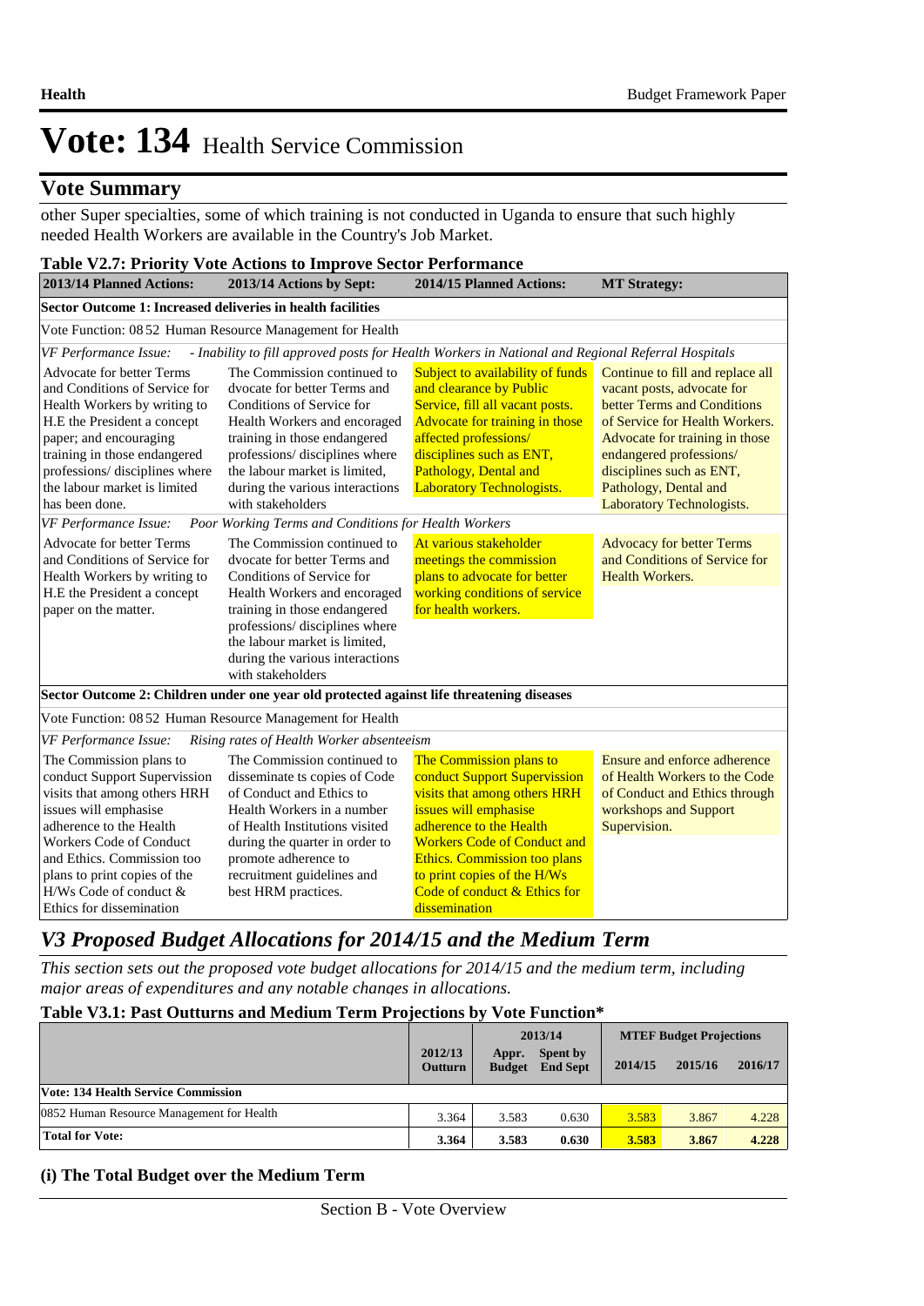# Vote: 134 Health Service Commission

## Vote Summary

other Super specialties, some of which training is not conducted in Uganda to ensure that such highly needed Health Workers are available in the Country's Job Market.

**Table V2.7: Priority Vote Actions to Improve Sector Performance**

| 2013/14 Planned Actions: | 2013/14 Actions by Sept: | 2014/15 Planned Actions: | MT Strategy: |
|---|---|---|---|
| **Sector Outcome 1: Increased deliveries in health facilities** | | | |
| Vote Function: 08 52 Human Resource Management for Health | | | |
| *VF Performance Issue: - Inability to fill approved posts for Health Workers in National and Regional Referral Hospitals* | | | |
| Advocate for better Terms and Conditions of Service for Health Workers by writing to H.E the President a concept paper; and encouraging training in those endangered professions/ disciplines where the labour market is limited has been done. | The Commission continued to dvocate for better Terms and Conditions of Service for Health Workers and encouraged training in those endangered professions/ disciplines where the labour market is limited, during the various interactions with stakeholders | Subject to availability of funds and clearance by Public Service, fill all vacant posts. Advocate for training in those affected professions/ disciplines such as ENT, Pathology, Dental and Laboratory Technologists. | Continue to fill and replace all vacant posts, advocate for better Terms and Conditions of Service for Health Workers. Advocate for training in those endangered professions/ disciplines such as ENT, Pathology, Dental and Laboratory Technologists. |
| *VF Performance Issue: Poor Working Terms and Conditions for Health Workers* | | | |
| Advocate for better Terms and Conditions of Service for Health Workers by writing to H.E the President a concept paper on the matter. | The Commission continued to dvocate for better Terms and Conditions of Service for Health Workers and encouraged training in those endangered professions/ disciplines where the labour market is limited, during the various interactions with stakeholders | At various stakeholder meetings the commission plans to advocate for better working conditions of service for health workers. | Advocacy for better Terms and Conditions of Service for Health Workers. |
| **Sector Outcome 2: Children under one year old protected against life threatening diseases** | | | |
| Vote Function: 08 52 Human Resource Management for Health | | | |
| *VF Performance Issue: Rising rates of Health Worker absenteeism* | | | |
| The Commission plans to conduct Support Supervission visits that among others HRH issues will emphasise adherence to the Health Workers Code of Conduct and Ethics. Commission too plans to print copies of the H/Ws Code of conduct & Ethics for dissemination | The Commission continued to disseminate ts copies of Code of Conduct and Ethics to Health Workers in a number of Health Institutions visited during the quarter in order to promote adherence to recruitment guidelines and best HRM practices. | The Commission plans to conduct Support Supervission visits that among others HRH issues will emphasise adherence to the Health Workers Code of Conduct and Ethics. Commission too plans to print copies of the H/Ws Code of conduct & Ethics for dissemination | Ensure and enforce adherence of Health Workers to the Code of Conduct and Ethics through workshops and Support Supervision. |

## *V3 Proposed Budget Allocations for 2014/15 and the Medium Term*

*This section sets out the proposed vote budget allocations for 2014/15 and the medium term, including major areas of expenditures and any notable changes in allocations.*

**Table V3.1: Past Outturns and Medium Term Projections by Vote Function\***

| | 2012/13 Outturn | 2013/14 Appr. Budget | 2013/14 Spent by End Sept | MTEF Budget Projections 2014/15 | 2015/16 | 2016/17 |
|---|---|---|---|---|---|---|
| **Vote: 134 Health Service Commission** | | | | | | |
| 0852 Human Resource Management for Health | 3.364 | 3.583 | 0.630 | 3.583 | 3.867 | 4.228 |
| **Total for Vote:** | **3.364** | **3.583** | **0.630** | **3.583** | **3.867** | **4.228** |

**(i) The Total Budget over the Medium Term**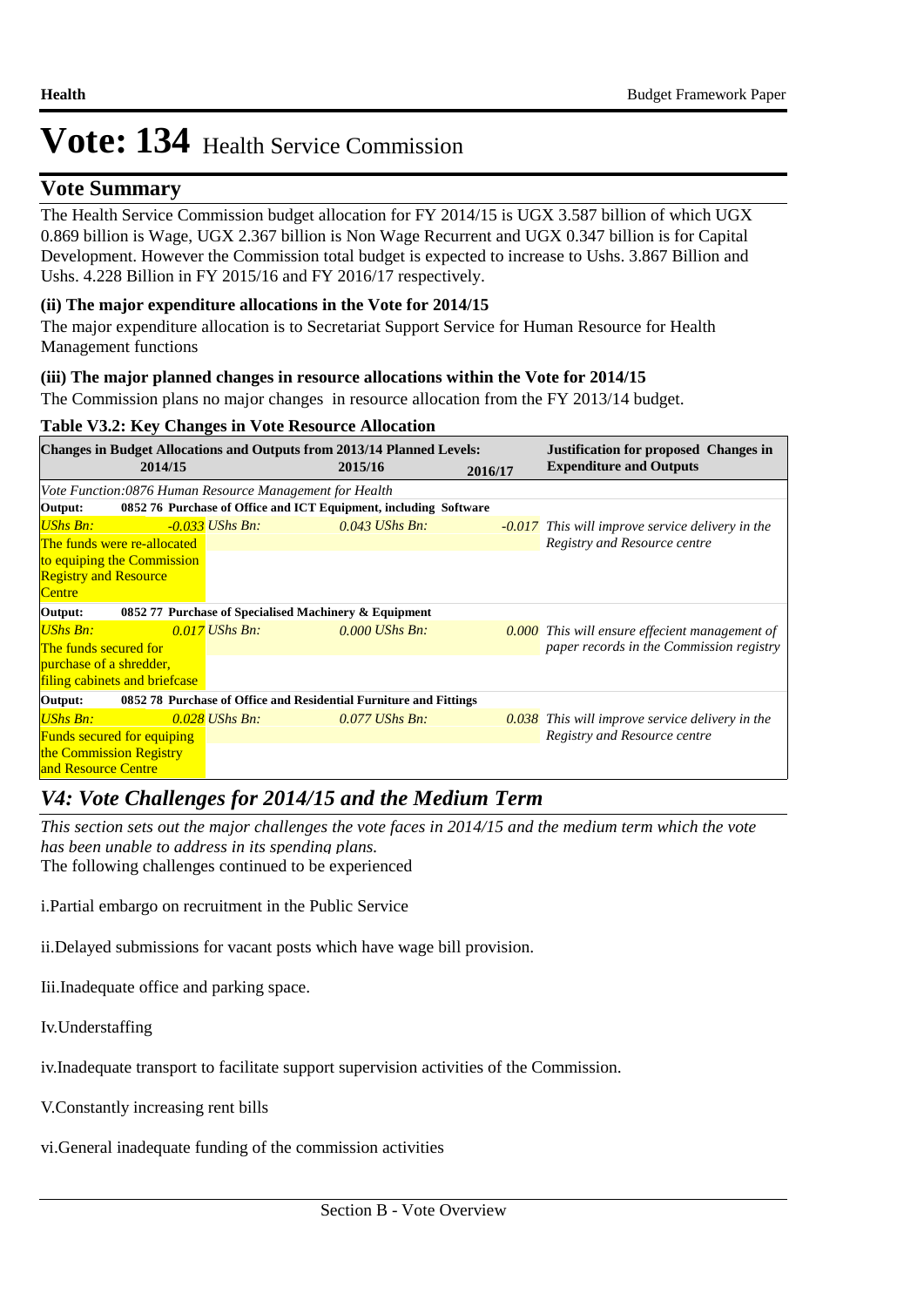# Vote: 134 Health Service Commission

## Vote Summary

The Health Service Commission budget allocation for FY 2014/15 is UGX 3.587 billion of which UGX 0.869 billion is Wage, UGX 2.367 billion is Non Wage Recurrent and UGX 0.347 billion is for Capital Development. However the Commission total budget is expected to increase to Ushs. 3.867 Billion and Ushs. 4.228 Billion in FY 2015/16 and FY 2016/17 respectively.

**(ii) The major expenditure allocations in the Vote for 2014/15**

The major expenditure allocation is to Secretariat Support Service for Human Resource for Health Management functions

**(iii) The major planned changes in resource allocations within the Vote for 2014/15**

The Commission plans no major changes in resource allocation from the FY 2013/14 budget.

**Table V3.2: Key Changes in Vote Resource Allocation**

| Changes in Budget Allocations and Outputs from 2013/14 Planned Levels: 2014/15 | 2015/16 | 2016/17 | Justification for proposed Changes in Expenditure and Outputs |
|---|---|---|---|
| *Vote Function:0876 Human Resource Management for Health* | | | |
| **Output: 0852 76 Purchase of Office and ICT Equipment, including Software** | | | |
| *UShs Bn: -0.033* The funds were re-allocated to equiping the Commission Registry and Resource Centre | *UShs Bn: 0.043* | *UShs Bn: -0.017* | *This will improve service delivery in the Registry and Resource centre* |
| **Output: 0852 77 Purchase of Specialised Machinery & Equipment** | | | |
| *UShs Bn: 0.017* The funds secured for purchase of a shredder, filing cabinets and briefcase | *UShs Bn: 0.000* | *UShs Bn: 0.000* | *This will ensure effecient management of paper records in the Commission registry* |
| **Output: 0852 78 Purchase of Office and Residential Furniture and Fittings** | | | |
| *UShs Bn: 0.028* Funds secured for equiping the Commission Registry and Resource Centre | *UShs Bn: 0.077* | *UShs Bn: 0.038* | *This will improve service delivery in the Registry and Resource centre* |

## *V4: Vote Challenges for 2014/15 and the Medium Term*

*This section sets out the major challenges the vote faces in 2014/15 and the medium term which the vote has been unable to address in its spending plans.*

The following challenges continued to be experienced

i.Partial embargo on recruitment in the Public Service

ii.Delayed submissions for vacant posts which have wage bill provision.

Iii.Inadequate office and parking space.

Iv.Understaffing

iv.Inadequate transport to facilitate support supervision activities of the Commission.

V.Constantly increasing rent bills

vi.General inadequate funding of the commission activities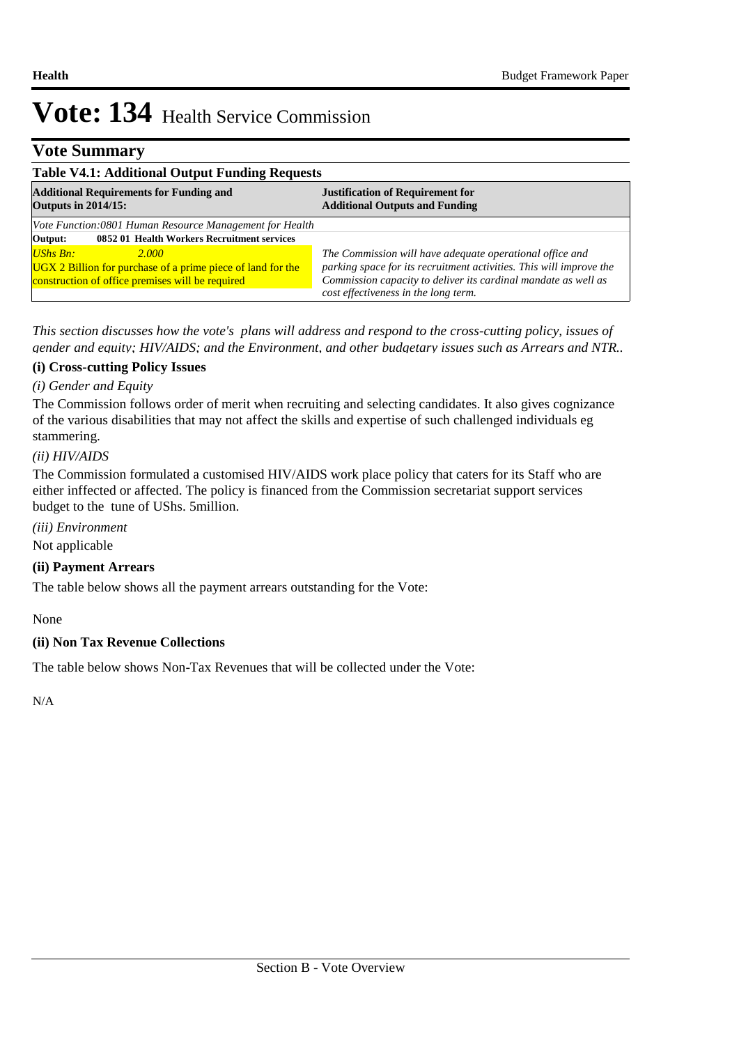# Vote: 134 Health Service Commission

## Vote Summary

**Table V4.1: Additional Output Funding Requests**

| **Additional Requirements for Funding and Outputs in 2014/15:** | **Justification of Requirement for Additional Outputs and Funding** |
|---|---|
| *Vote Function:0801 Human Resource Management for Health* | |
| **Output: 0852 01 Health Workers Recruitment services** | |
| *UShs Bn: 2.000* UGX 2 Billion for purchase of a prime piece of land for the construction of office premises will be required | *The Commission will have adequate operational office and parking space for its recruitment activities. This will improve the Commission capacity to deliver its cardinal mandate as well as cost effectiveness in the long term.* |

*This section discusses how the vote's plans will address and respond to the cross-cutting policy, issues of gender and equity; HIV/AIDS; and the Environment, and other budgetary issues such as Arrears and NTR..*

**(i) Cross-cutting Policy Issues**

*(i) Gender and Equity*

The Commission follows order of merit when recruiting and selecting candidates. It also gives cognizance of the various disabilities that may not affect the skills and expertise of such challenged individuals eg stammering.

*(ii) HIV/AIDS*

The Commission formulated a customised HIV/AIDS work place policy that caters for its Staff who are either inffected or affected. The policy is financed from the Commission secretariat support services budget to the tune of UShs. 5million.

*(iii) Environment*

Not applicable

**(ii) Payment Arrears**

The table below shows all the payment arrears outstanding for the Vote:

None

**(ii) Non Tax Revenue Collections**

The table below shows Non-Tax Revenues that will be collected under the Vote:

N/A